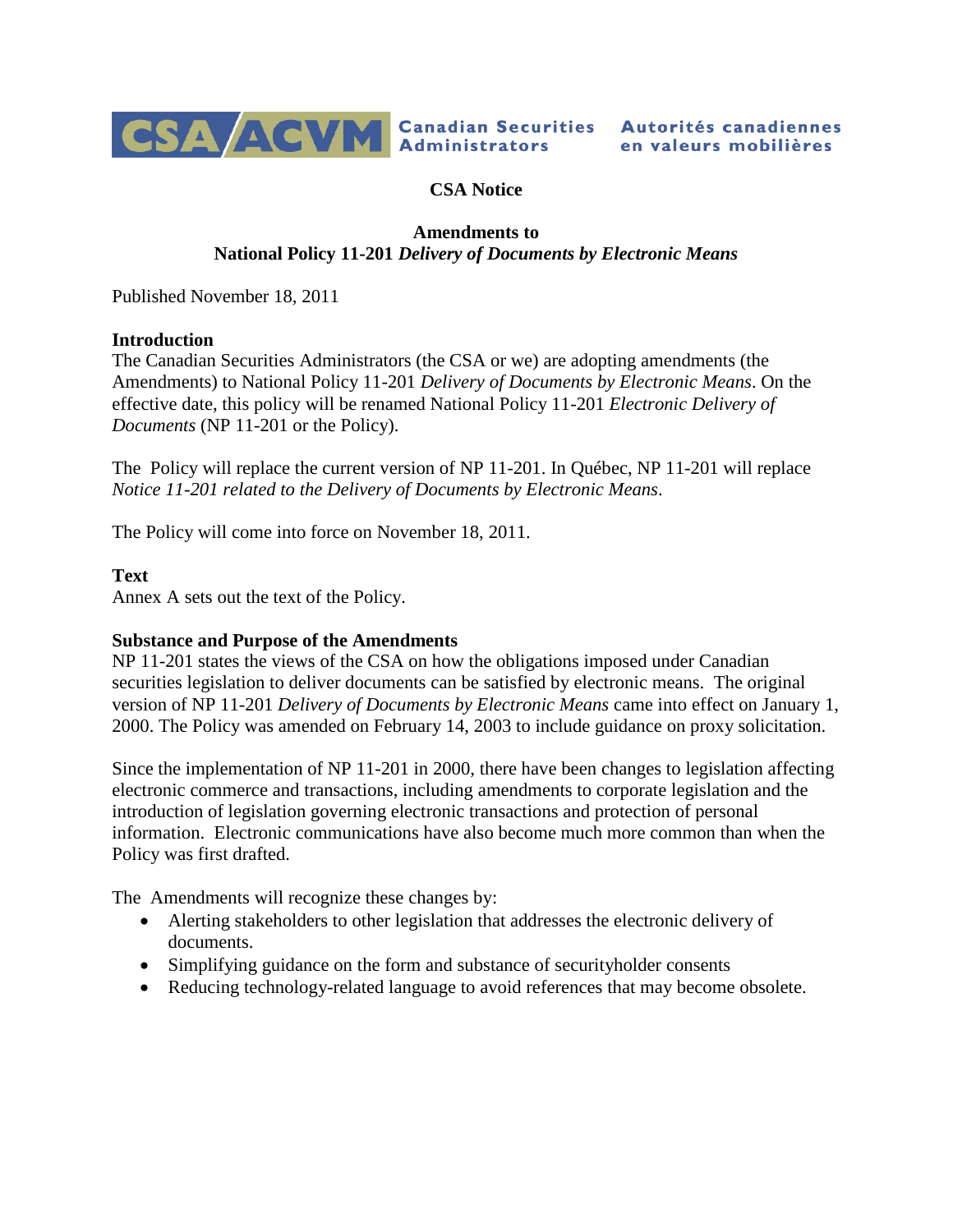CSA/ACVM Canadian Securities Administrators Autorités canadiennes en valeurs mobilières

**CSA Notice**

**Amendments to**
**National Policy 11-201 *Delivery of Documents by Electronic Means***

Published November 18, 2011

**Introduction**

The Canadian Securities Administrators (the CSA or we) are adopting amendments (the Amendments) to National Policy 11-201 *Delivery of Documents by Electronic Means*. On the effective date, this policy will be renamed National Policy 11-201 *Electronic Delivery of Documents* (NP 11-201 or the Policy).

The Policy will replace the current version of NP 11-201. In Québec, NP 11-201 will replace *Notice 11-201 related to the Delivery of Documents by Electronic Means*.

The Policy will come into force on November 18, 2011.

**Text**

Annex A sets out the text of the Policy.

**Substance and Purpose of the Amendments**

NP 11-201 states the views of the CSA on how the obligations imposed under Canadian securities legislation to deliver documents can be satisfied by electronic means. The original version of NP 11-201 *Delivery of Documents by Electronic Means* came into effect on January 1, 2000. The Policy was amended on February 14, 2003 to include guidance on proxy solicitation.

Since the implementation of NP 11-201 in 2000, there have been changes to legislation affecting electronic commerce and transactions, including amendments to corporate legislation and the introduction of legislation governing electronic transactions and protection of personal information. Electronic communications have also become much more common than when the Policy was first drafted.

The Amendments will recognize these changes by:

- Alerting stakeholders to other legislation that addresses the electronic delivery of documents.
- Simplifying guidance on the form and substance of securityholder consents
- Reducing technology-related language to avoid references that may become obsolete.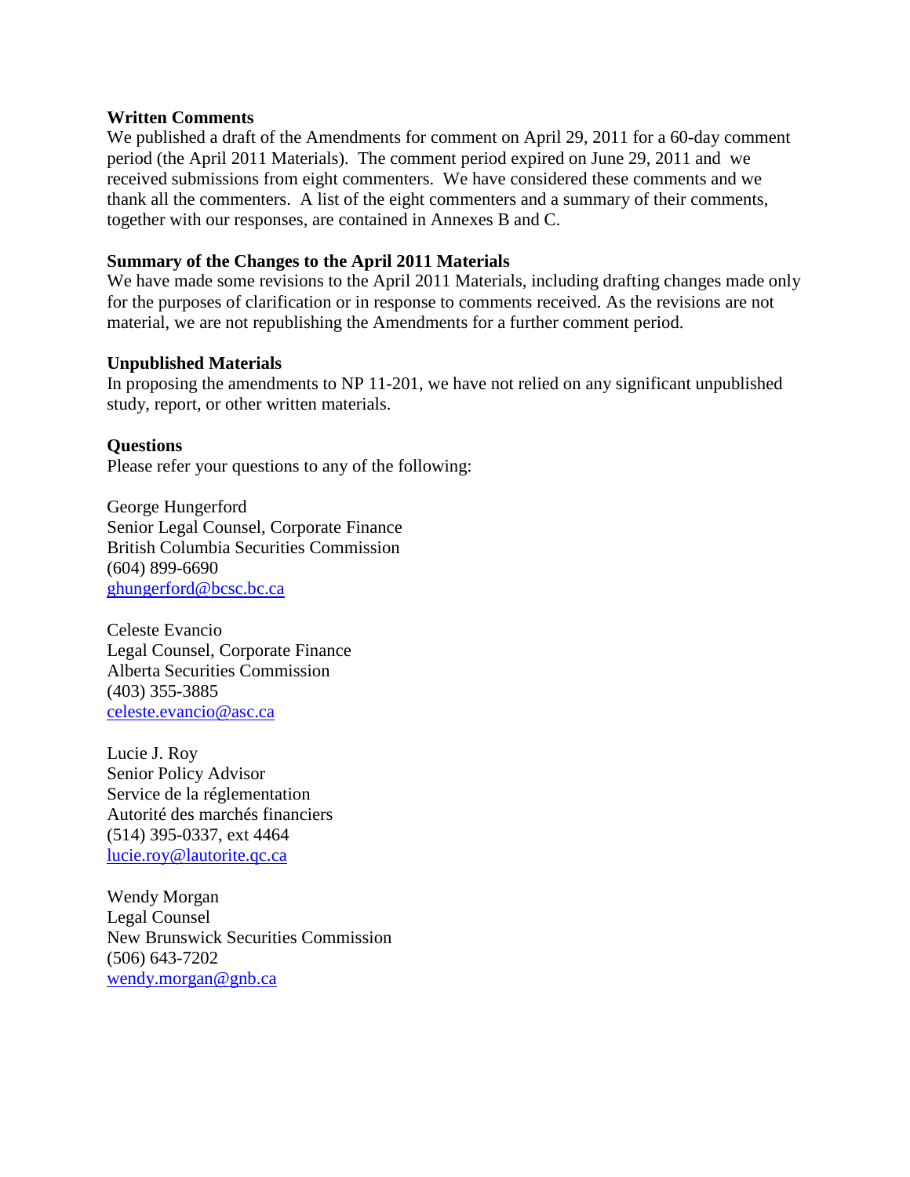**Written Comments**

We published a draft of the Amendments for comment on April 29, 2011 for a 60-day comment period (the April 2011 Materials). The comment period expired on June 29, 2011 and we received submissions from eight commenters. We have considered these comments and we thank all the commenters. A list of the eight commenters and a summary of their comments, together with our responses, are contained in Annexes B and C.

**Summary of the Changes to the April 2011 Materials**

We have made some revisions to the April 2011 Materials, including drafting changes made only for the purposes of clarification or in response to comments received. As the revisions are not material, we are not republishing the Amendments for a further comment period.

**Unpublished Materials**

In proposing the amendments to NP 11-201, we have not relied on any significant unpublished study, report, or other written materials.

**Questions**

Please refer your questions to any of the following:

George Hungerford
Senior Legal Counsel, Corporate Finance
British Columbia Securities Commission
(604) 899-6690
ghungerford@bcsc.bc.ca

Celeste Evancio
Legal Counsel, Corporate Finance
Alberta Securities Commission
(403) 355-3885
celeste.evancio@asc.ca

Lucie J. Roy
Senior Policy Advisor
Service de la réglementation
Autorité des marchés financiers
(514) 395-0337, ext 4464
lucie.roy@lautorite.qc.ca

Wendy Morgan
Legal Counsel
New Brunswick Securities Commission
(506) 643-7202
wendy.morgan@gnb.ca